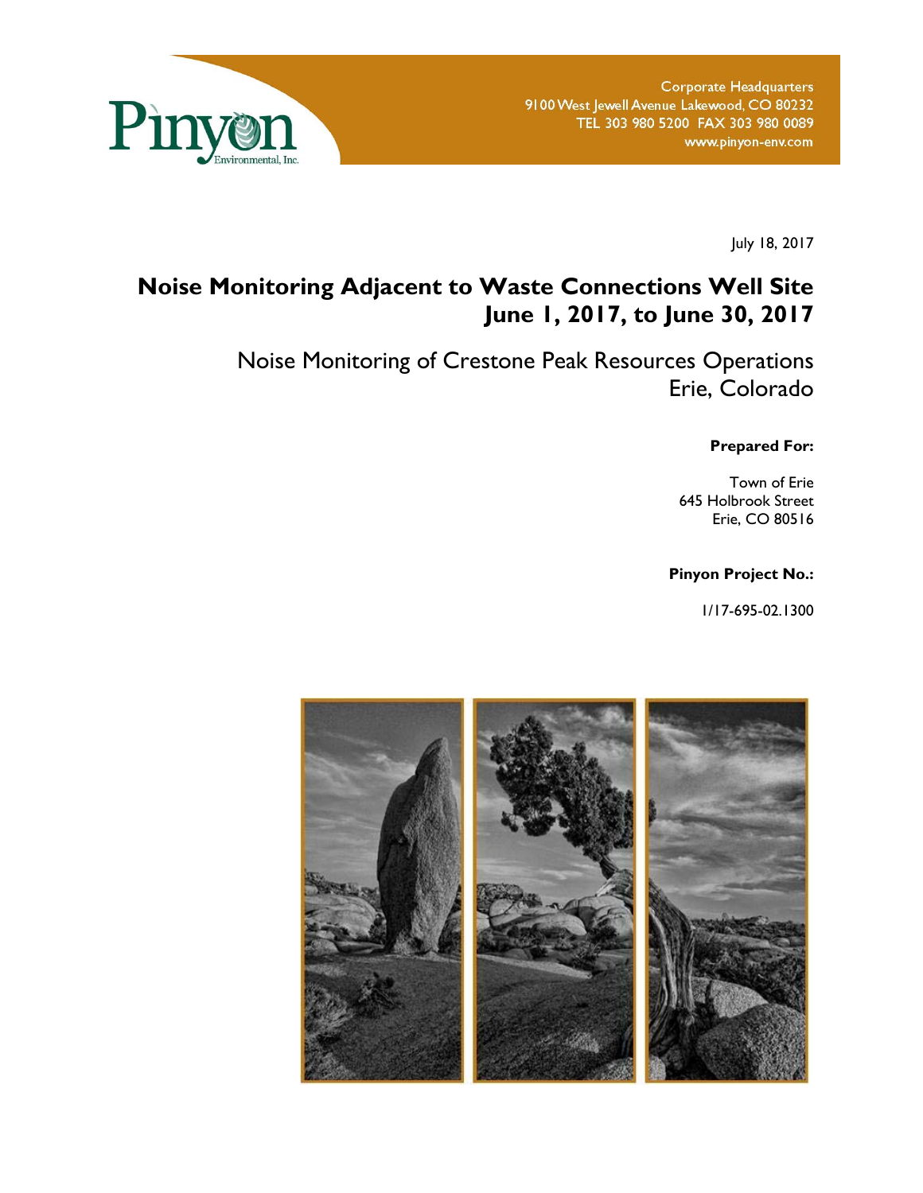Pinyon
Environmental, Inc.

Corporate Headquarters
9100 West Jewell Avenue Lakewood, CO 80232
TEL 303 980 5200 FAX 303 980 0089
www.pinyon-env.com

July 18, 2017

# Noise Monitoring Adjacent to Waste Connections Well Site June 1, 2017, to June 30, 2017

## Noise Monitoring of Crestone Peak Resources Operations Erie, Colorado

**Prepared For:**

Town of Erie
645 Holbrook Street
Erie, CO 80516

**Pinyon Project No.:**

1/17-695-02.1300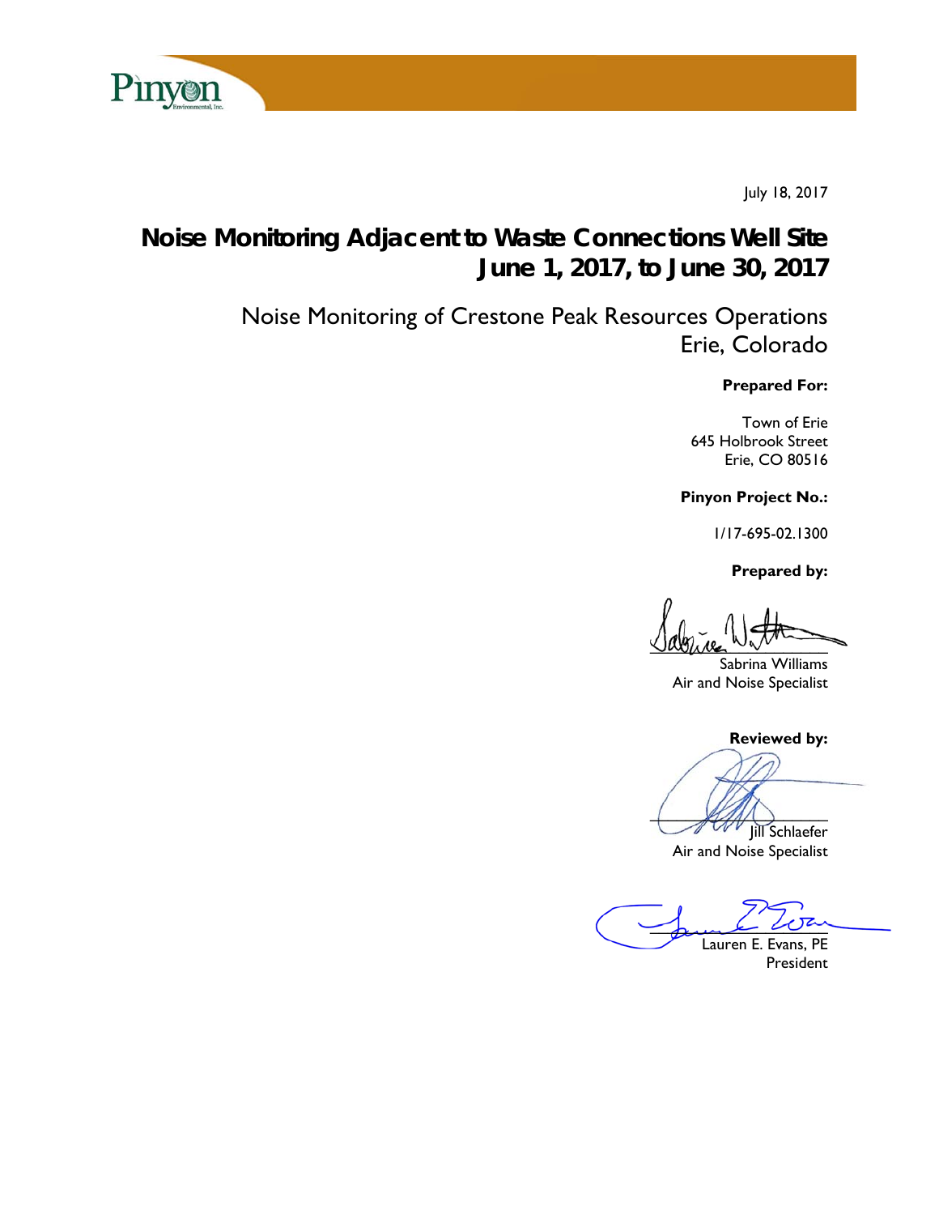July 18, 2017

# Noise Monitoring Adjacent to Waste Connections Well Site June 1, 2017, to June 30, 2017

## Noise Monitoring of Crestone Peak Resources Operations Erie, Colorado

**Prepared For:**

Town of Erie
645 Holbrook Street
Erie, CO 80516

**Pinyon Project No.:**

1/17-695-02.1300

**Prepared by:**

Sabrina Williams
Air and Noise Specialist

**Reviewed by:**

Jill Schlaefer
Air and Noise Specialist

Lauren E. Evans, PE
President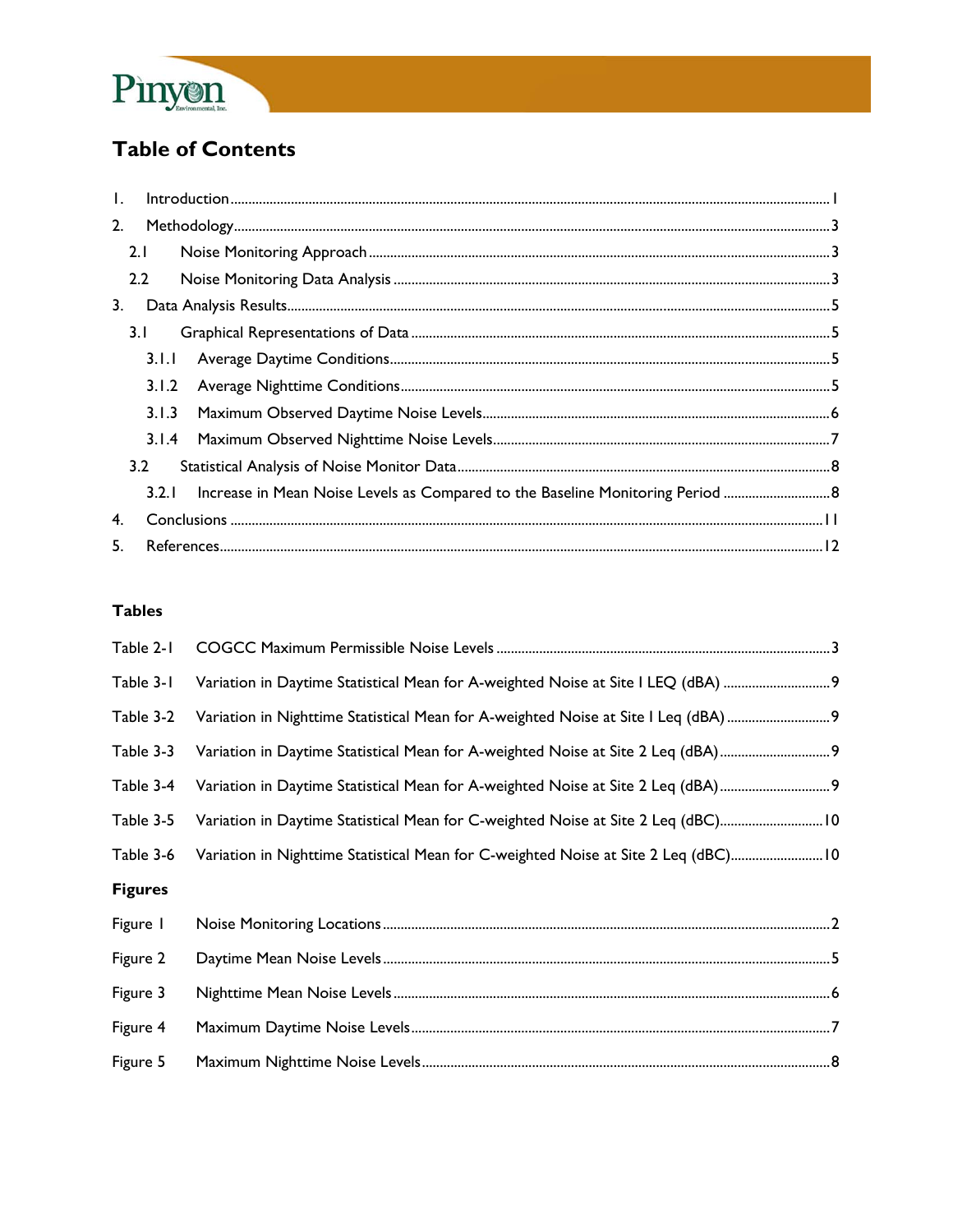# Table of Contents

1. Introduction ........................................................................................................................................ 1
2. Methodology...................................................................................................................................... 3
   - 2.1 Noise Monitoring Approach ................................................................................................ 3
   - 2.2 Noise Monitoring Data Analysis ......................................................................................... 3
3. Data Analysis Results........................................................................................................................ 5
   - 3.1 Graphical Representations of Data ..................................................................................... 5
     - 3.1.1 Average Daytime Conditions.......................................................................................... 5
     - 3.1.2 Average Nighttime Conditions........................................................................................ 5
     - 3.1.3 Maximum Observed Daytime Noise Levels.................................................................. 6
     - 3.1.4 Maximum Observed Nighttime Noise Levels................................................................ 7
   - 3.2 Statistical Analysis of Noise Monitor Data.......................................................................... 8
     - 3.2.1 Increase in Mean Noise Levels as Compared to the Baseline Monitoring Period .............................. 8
4. Conclusions ...................................................................................................................................... 11
5. References........................................................................................................................................ 12

## Tables

Table 2-1 COGCC Maximum Permissible Noise Levels ............................................................................ 3

Table 3-1 Variation in Daytime Statistical Mean for A-weighted Noise at Site I LEQ (dBA) .............................. 9

Table 3-2 Variation in Nighttime Statistical Mean for A-weighted Noise at Site I Leq (dBA) ............................. 9

Table 3-3 Variation in Daytime Statistical Mean for A-weighted Noise at Site 2 Leq (dBA)............................... 9

Table 3-4 Variation in Daytime Statistical Mean for A-weighted Noise at Site 2 Leq (dBA)............................... 9

Table 3-5 Variation in Daytime Statistical Mean for C-weighted Noise at Site 2 Leq (dBC)............................. 10

Table 3-6 Variation in Nighttime Statistical Mean for C-weighted Noise at Site 2 Leq (dBC).......................... 10

## Figures

Figure 1 Noise Monitoring Locations............................................................................................ 2

Figure 2 Daytime Mean Noise Levels............................................................................................ 5

Figure 3 Nighttime Mean Noise Levels.......................................................................................... 6

Figure 4 Maximum Daytime Noise Levels..................................................................................... 7

Figure 5 Maximum Nighttime Noise Levels................................................................................... 8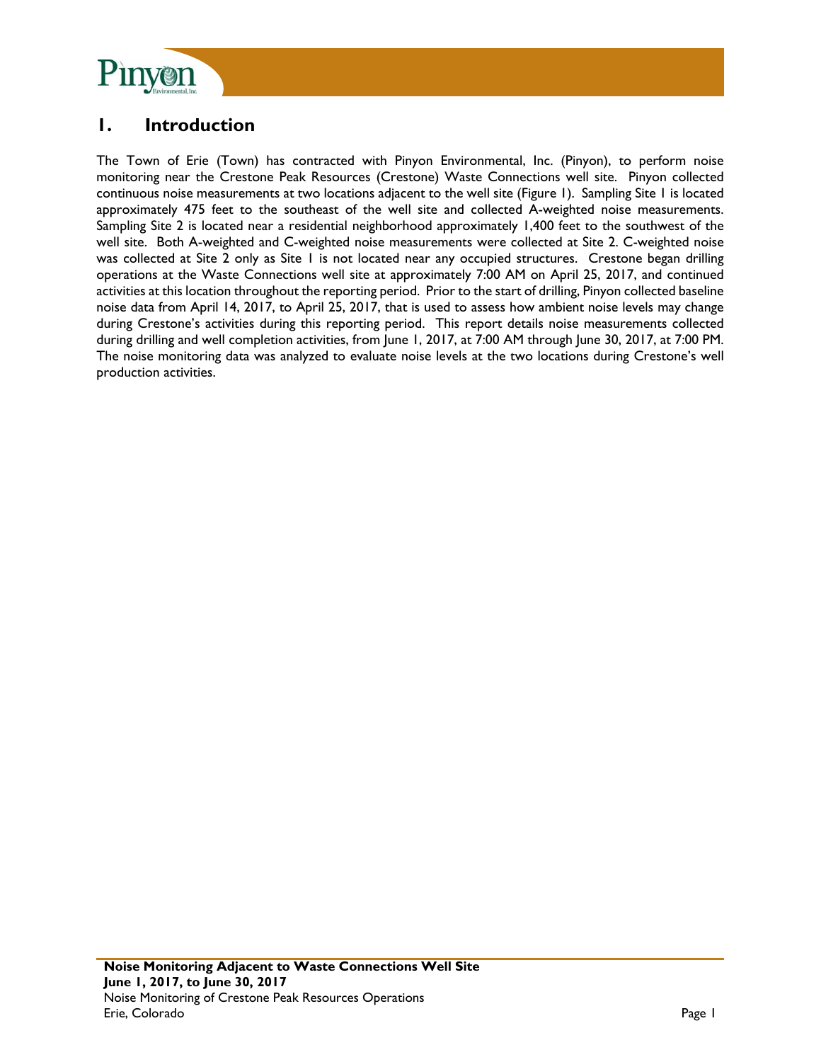# 1. Introduction

The Town of Erie (Town) has contracted with Pinyon Environmental, Inc. (Pinyon), to perform noise monitoring near the Crestone Peak Resources (Crestone) Waste Connections well site. Pinyon collected continuous noise measurements at two locations adjacent to the well site (Figure 1). Sampling Site 1 is located approximately 475 feet to the southeast of the well site and collected A-weighted noise measurements. Sampling Site 2 is located near a residential neighborhood approximately 1,400 feet to the southwest of the well site. Both A-weighted and C-weighted noise measurements were collected at Site 2. C-weighted noise was collected at Site 2 only as Site 1 is not located near any occupied structures. Crestone began drilling operations at the Waste Connections well site at approximately 7:00 AM on April 25, 2017, and continued activities at this location throughout the reporting period. Prior to the start of drilling, Pinyon collected baseline noise data from April 14, 2017, to April 25, 2017, that is used to assess how ambient noise levels may change during Crestone's activities during this reporting period. This report details noise measurements collected during drilling and well completion activities, from June 1, 2017, at 7:00 AM through June 30, 2017, at 7:00 PM. The noise monitoring data was analyzed to evaluate noise levels at the two locations during Crestone's well production activities.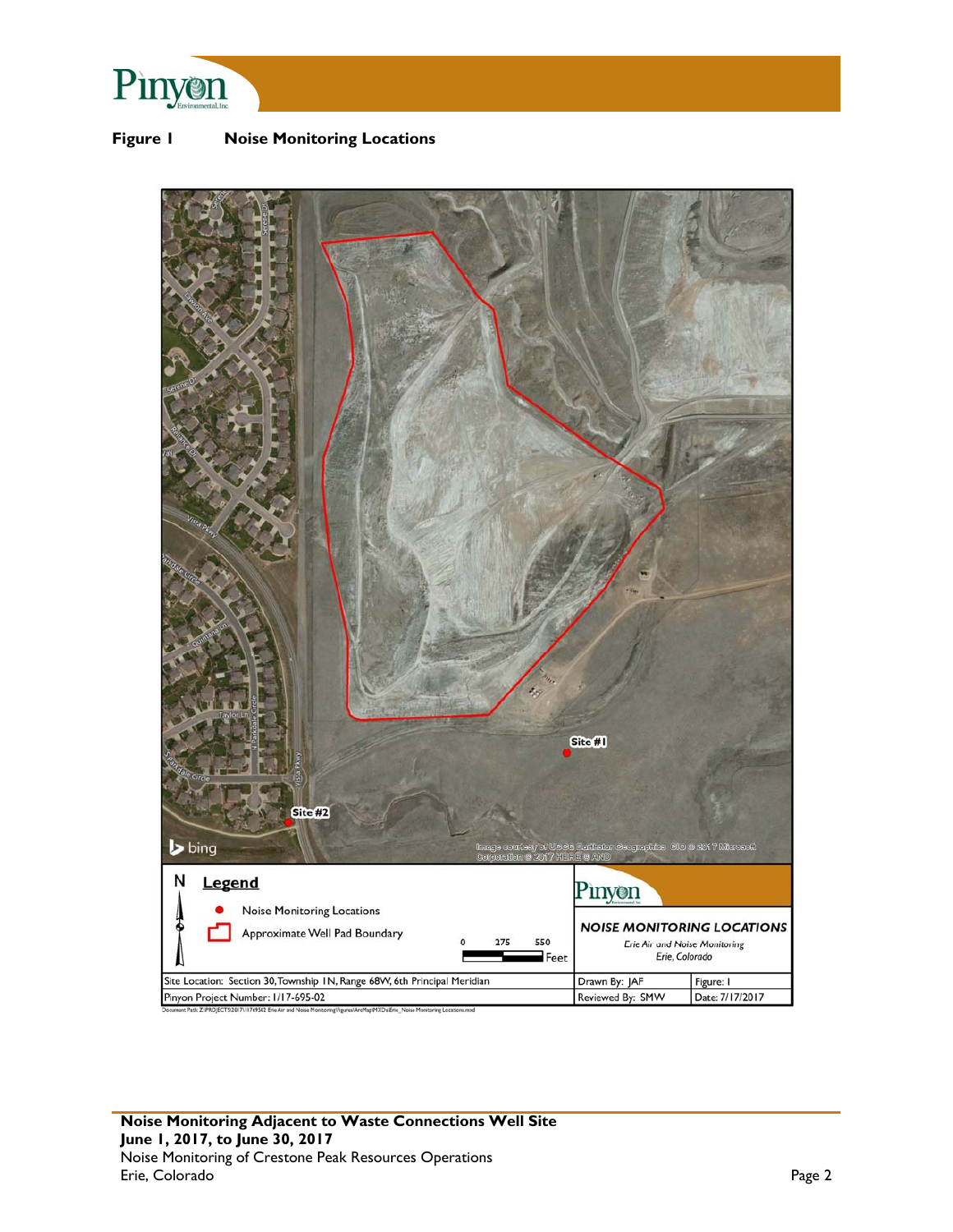**Figure 1 Noise Monitoring Locations**

Site #1

Site #2

bing

Image courtesy of USGS Earthstar Geographics SIO © 2017 Microsoft Corporation © 2017 HERE © AND

N

**Legend**

Noise Monitoring Locations

Approximate Well Pad Boundary

0 275 550 Feet

Pinyon Environmental, Inc.

*NOISE MONITORING LOCATIONS*

*Erie Air and Noise Monitoring*
*Erie, Colorado*

| | | |
|---|---|---|
| Site Location: Section 30, Township 1N, Range 68W, 6th Principal Meridian | Drawn By: JAF | Figure: 1 |
| Pinyon Project Number: 1/17-695-02 | Reviewed By: SMW | Date: 7/17/2017 |

Document Path: Z:\PROJECTS\2017\117695\02 Erie Air and Noise Monitoring\Figures\ArcMap\MXDs\Erie_Noise Monitoring Locations.mxd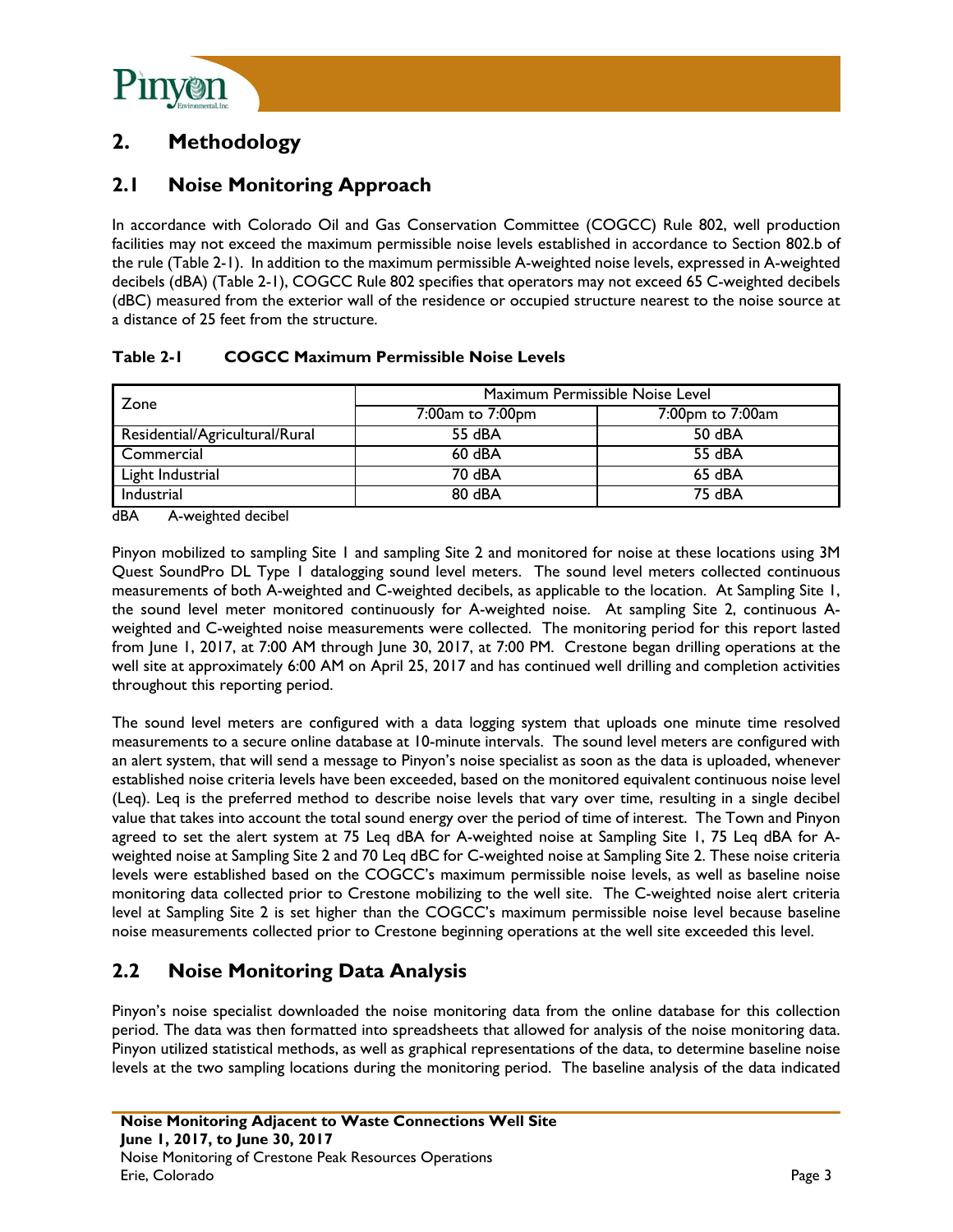# 2. Methodology

## 2.1 Noise Monitoring Approach

In accordance with Colorado Oil and Gas Conservation Committee (COGCC) Rule 802, well production facilities may not exceed the maximum permissible noise levels established in accordance to Section 802.b of the rule (Table 2-1). In addition to the maximum permissible A-weighted noise levels, expressed in A-weighted decibels (dBA) (Table 2-1), COGCC Rule 802 specifies that operators may not exceed 65 C-weighted decibels (dBC) measured from the exterior wall of the residence or occupied structure nearest to the noise source at a distance of 25 feet from the structure.

**Table 2-1 COGCC Maximum Permissible Noise Levels**

| Zone | Maximum Permissible Noise Level | |
|---|---|---|
| | 7:00am to 7:00pm | 7:00pm to 7:00am |
| Residential/Agricultural/Rural | 55 dBA | 50 dBA |
| Commercial | 60 dBA | 55 dBA |
| Light Industrial | 70 dBA | 65 dBA |
| Industrial | 80 dBA | 75 dBA |

dBA A-weighted decibel

Pinyon mobilized to sampling Site 1 and sampling Site 2 and monitored for noise at these locations using 3M Quest SoundPro DL Type 1 datalogging sound level meters. The sound level meters collected continuous measurements of both A-weighted and C-weighted decibels, as applicable to the location. At Sampling Site 1, the sound level meter monitored continuously for A-weighted noise. At sampling Site 2, continuous A-weighted and C-weighted noise measurements were collected. The monitoring period for this report lasted from June 1, 2017, at 7:00 AM through June 30, 2017, at 7:00 PM. Crestone began drilling operations at the well site at approximately 6:00 AM on April 25, 2017 and has continued well drilling and completion activities throughout this reporting period.

The sound level meters are configured with a data logging system that uploads one minute time resolved measurements to a secure online database at 10-minute intervals. The sound level meters are configured with an alert system, that will send a message to Pinyon's noise specialist as soon as the data is uploaded, whenever established noise criteria levels have been exceeded, based on the monitored equivalent continuous noise level (Leq). Leq is the preferred method to describe noise levels that vary over time, resulting in a single decibel value that takes into account the total sound energy over the period of time of interest. The Town and Pinyon agreed to set the alert system at 75 Leq dBA for A-weighted noise at Sampling Site 1, 75 Leq dBA for A-weighted noise at Sampling Site 2 and 70 Leq dBC for C-weighted noise at Sampling Site 2. These noise criteria levels were established based on the COGCC's maximum permissible noise levels, as well as baseline noise monitoring data collected prior to Crestone mobilizing to the well site. The C-weighted noise alert criteria level at Sampling Site 2 is set higher than the COGCC's maximum permissible noise level because baseline noise measurements collected prior to Crestone beginning operations at the well site exceeded this level.

## 2.2 Noise Monitoring Data Analysis

Pinyon's noise specialist downloaded the noise monitoring data from the online database for this collection period. The data was then formatted into spreadsheets that allowed for analysis of the noise monitoring data. Pinyon utilized statistical methods, as well as graphical representations of the data, to determine baseline noise levels at the two sampling locations during the monitoring period. The baseline analysis of the data indicated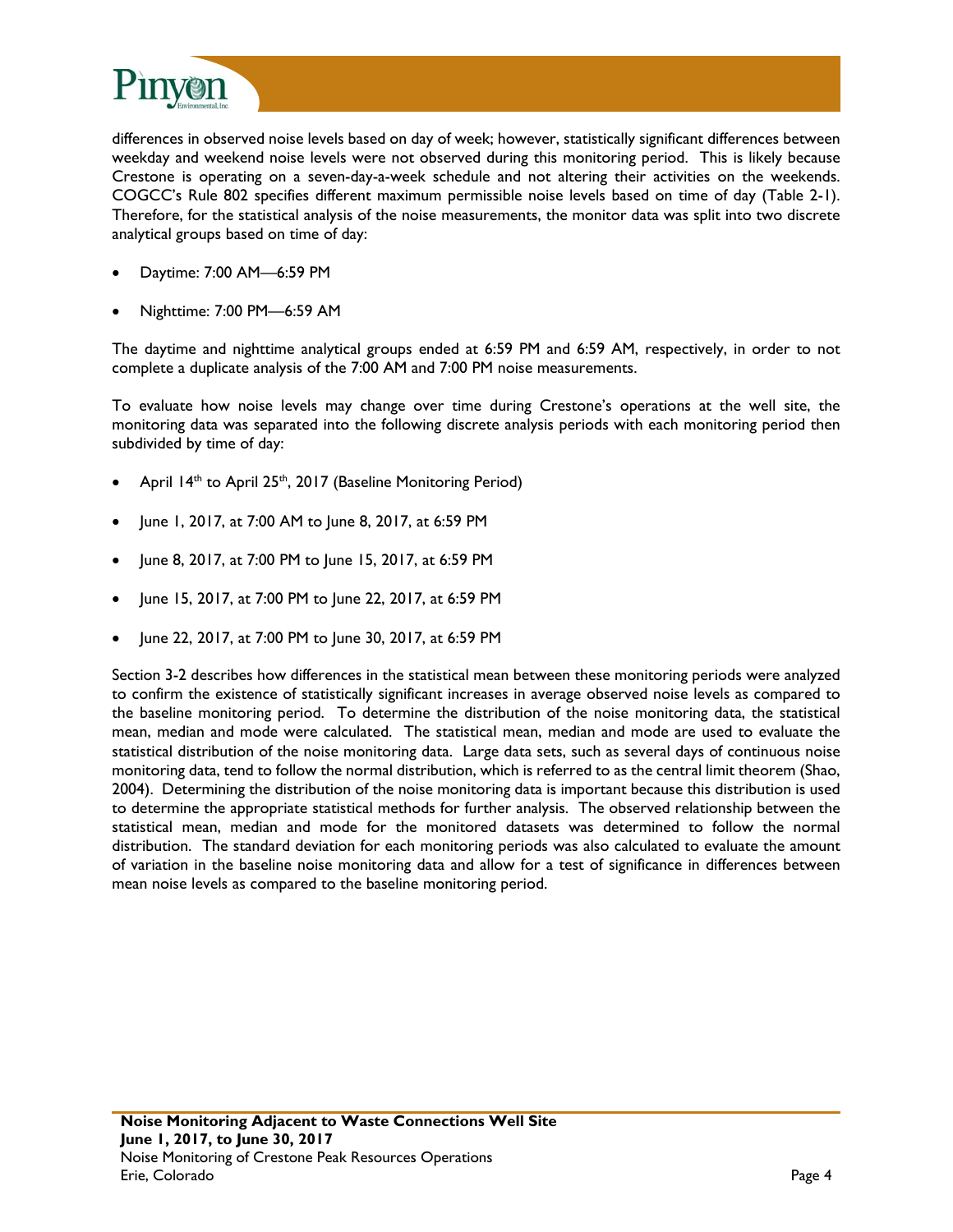differences in observed noise levels based on day of week; however, statistically significant differences between weekday and weekend noise levels were not observed during this monitoring period. This is likely because Crestone is operating on a seven-day-a-week schedule and not altering their activities on the weekends. COGCC's Rule 802 specifies different maximum permissible noise levels based on time of day (Table 2-1). Therefore, for the statistical analysis of the noise measurements, the monitor data was split into two discrete analytical groups based on time of day:

- Daytime: 7:00 AM—6:59 PM
- Nighttime: 7:00 PM—6:59 AM

The daytime and nighttime analytical groups ended at 6:59 PM and 6:59 AM, respectively, in order to not complete a duplicate analysis of the 7:00 AM and 7:00 PM noise measurements.

To evaluate how noise levels may change over time during Crestone's operations at the well site, the monitoring data was separated into the following discrete analysis periods with each monitoring period then subdivided by time of day:

- April 14th to April 25th, 2017 (Baseline Monitoring Period)
- June 1, 2017, at 7:00 AM to June 8, 2017, at 6:59 PM
- June 8, 2017, at 7:00 PM to June 15, 2017, at 6:59 PM
- June 15, 2017, at 7:00 PM to June 22, 2017, at 6:59 PM
- June 22, 2017, at 7:00 PM to June 30, 2017, at 6:59 PM

Section 3-2 describes how differences in the statistical mean between these monitoring periods were analyzed to confirm the existence of statistically significant increases in average observed noise levels as compared to the baseline monitoring period. To determine the distribution of the noise monitoring data, the statistical mean, median and mode were calculated. The statistical mean, median and mode are used to evaluate the statistical distribution of the noise monitoring data. Large data sets, such as several days of continuous noise monitoring data, tend to follow the normal distribution, which is referred to as the central limit theorem (Shao, 2004). Determining the distribution of the noise monitoring data is important because this distribution is used to determine the appropriate statistical methods for further analysis. The observed relationship between the statistical mean, median and mode for the monitored datasets was determined to follow the normal distribution. The standard deviation for each monitoring periods was also calculated to evaluate the amount of variation in the baseline noise monitoring data and allow for a test of significance in differences between mean noise levels as compared to the baseline monitoring period.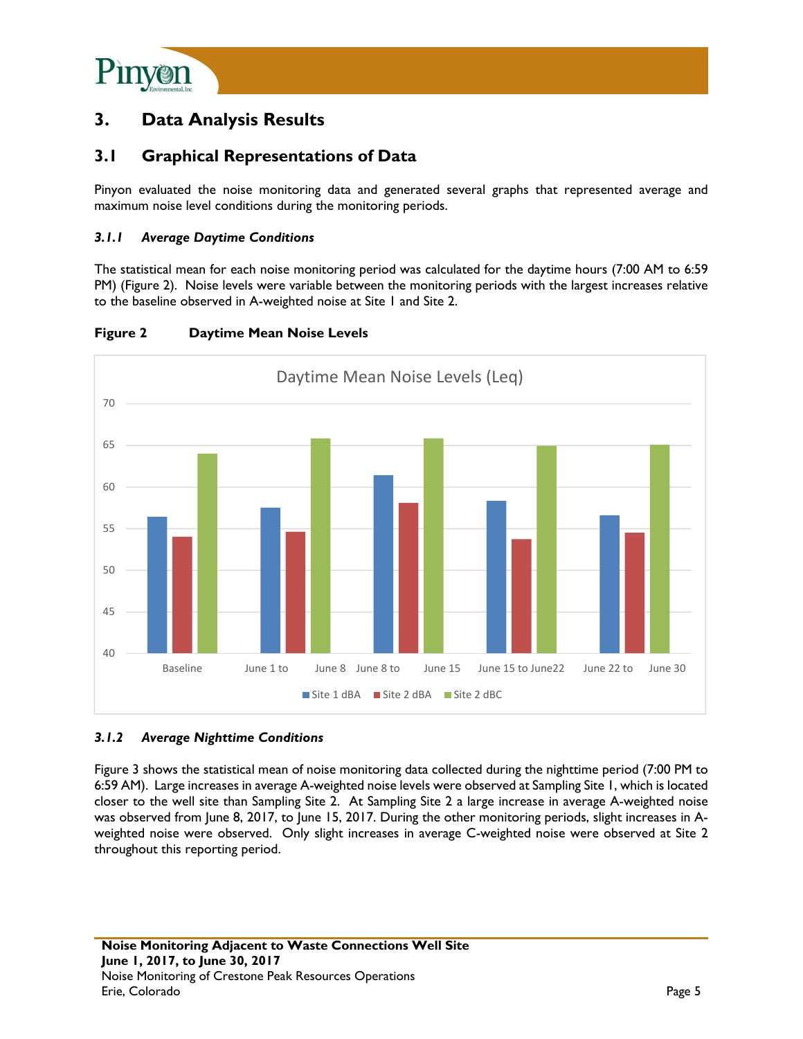## 3. Data Analysis Results

### 3.1 Graphical Representations of Data

Pinyon evaluated the noise monitoring data and generated several graphs that represented average and maximum noise level conditions during the monitoring periods.

#### *3.1.1 Average Daytime Conditions*

The statistical mean for each noise monitoring period was calculated for the daytime hours (7:00 AM to 6:59 PM) (Figure 2). Noise levels were variable between the monitoring periods with the largest increases relative to the baseline observed in A-weighted noise at Site 1 and Site 2.

**Figure 2 Daytime Mean Noise Levels**

Daytime Mean Noise Levels (Leq)

70
65
60
55
50
45
40

Baseline
June 1 to June 8
June 8 to June 15
June 15 to June22
June 22 to June 30

Site 1 dBA
Site 2 dBA
Site 2 dBC

#### *3.1.2 Average Nighttime Conditions*

Figure 3 shows the statistical mean of noise monitoring data collected during the nighttime period (7:00 PM to 6:59 AM). Large increases in average A-weighted noise levels were observed at Sampling Site 1, which is located closer to the well site than Sampling Site 2. At Sampling Site 2 a large increase in average A-weighted noise was observed from June 8, 2017, to June 15, 2017. During the other monitoring periods, slight increases in A-weighted noise were observed. Only slight increases in average C-weighted noise were observed at Site 2 throughout this reporting period.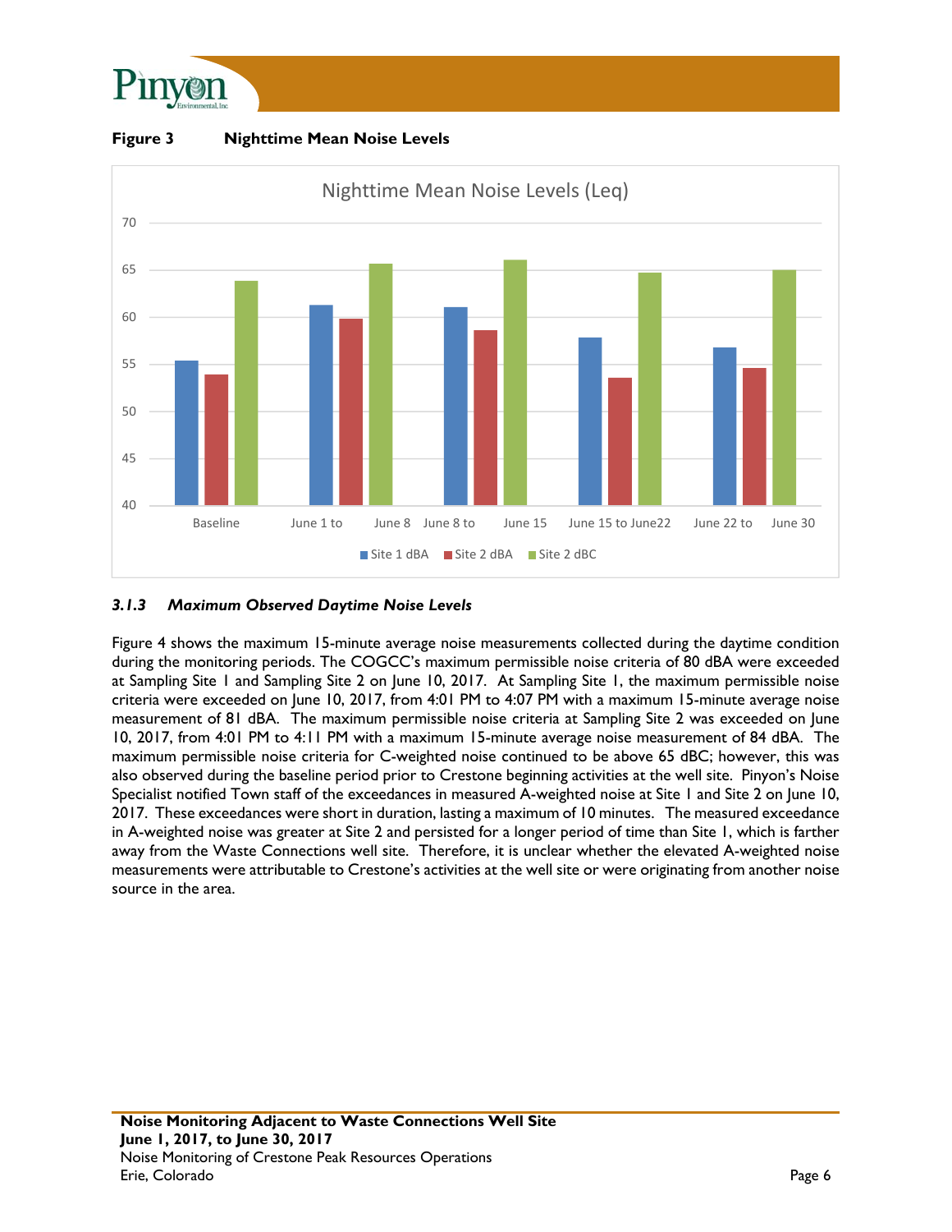**Figure 3 Nighttime Mean Noise Levels**

Nighttime Mean Noise Levels (Leq)

70
65
60
55
50
45
40

Baseline
June 1 to June 8
June 8 to June 15
June 15 to June22
June 22 to June 30

Site 1 dBA
Site 2 dBA
Site 2 dBC

### *3.1.3 Maximum Observed Daytime Noise Levels*

Figure 4 shows the maximum 15-minute average noise measurements collected during the daytime condition during the monitoring periods. The COGCC's maximum permissible noise criteria of 80 dBA were exceeded at Sampling Site 1 and Sampling Site 2 on June 10, 2017. At Sampling Site 1, the maximum permissible noise criteria were exceeded on June 10, 2017, from 4:01 PM to 4:07 PM with a maximum 15-minute average noise measurement of 81 dBA. The maximum permissible noise criteria at Sampling Site 2 was exceeded on June 10, 2017, from 4:01 PM to 4:11 PM with a maximum 15-minute average noise measurement of 84 dBA. The maximum permissible noise criteria for C-weighted noise continued to be above 65 dBC; however, this was also observed during the baseline period prior to Crestone beginning activities at the well site. Pinyon's Noise Specialist notified Town staff of the exceedances in measured A-weighted noise at Site 1 and Site 2 on June 10, 2017. These exceedances were short in duration, lasting a maximum of 10 minutes. The measured exceedance in A-weighted noise was greater at Site 2 and persisted for a longer period of time than Site 1, which is farther away from the Waste Connections well site. Therefore, it is unclear whether the elevated A-weighted noise measurements were attributable to Crestone's activities at the well site or were originating from another noise source in the area.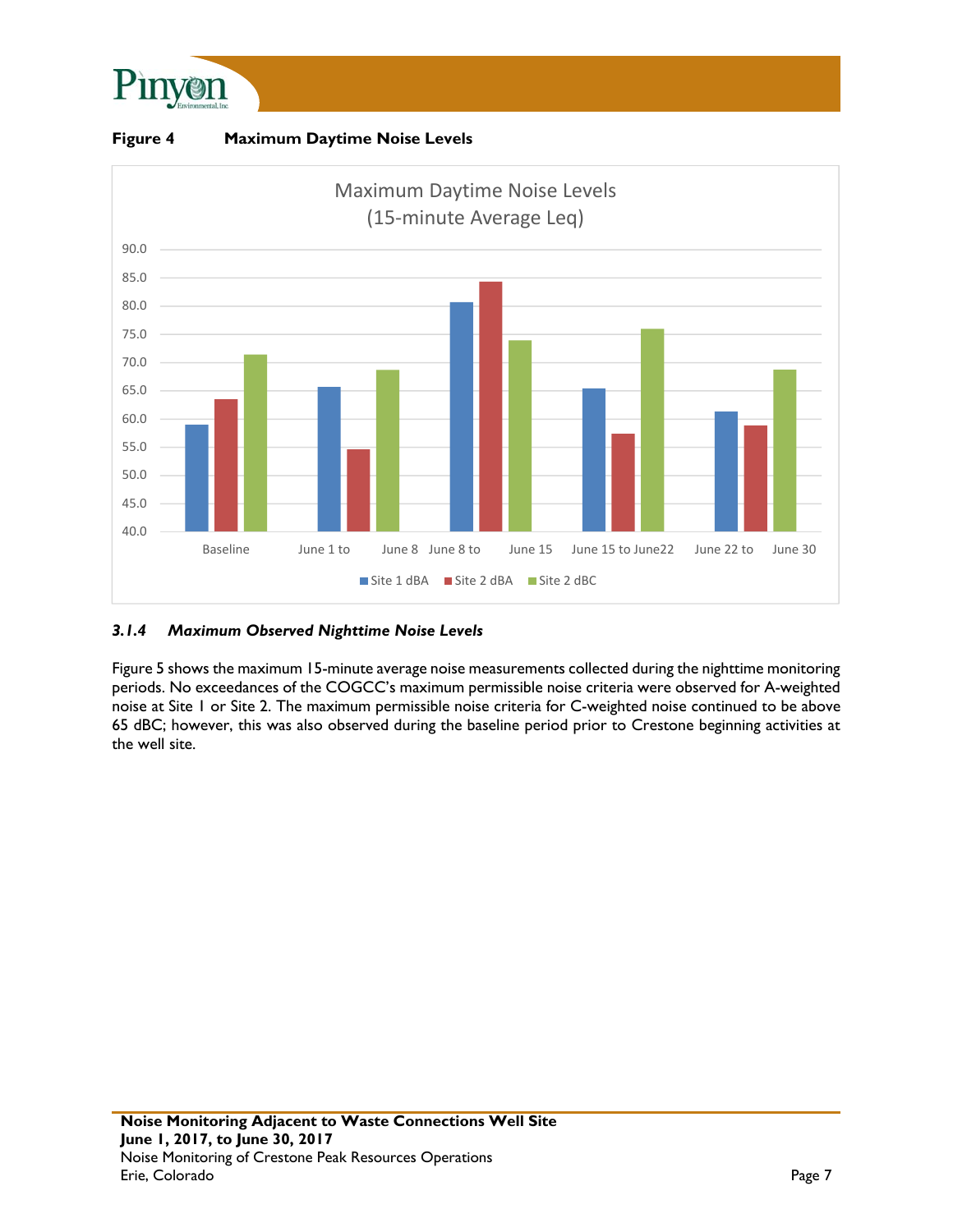**Figure 4 Maximum Daytime Noise Levels**

Maximum Daytime Noise Levels
(15-minute Average Leq)

90.0
85.0
80.0
75.0
70.0
65.0
60.0
55.0
50.0
45.0
40.0

Baseline
June 1 to June 8
June 8 to June 15
June 15 to June22
June 22 to June 30

Site 1 dBA
Site 2 dBA
Site 2 dBC

### *3.1.4 Maximum Observed Nighttime Noise Levels*

Figure 5 shows the maximum 15-minute average noise measurements collected during the nighttime monitoring periods. No exceedances of the COGCC's maximum permissible noise criteria were observed for A-weighted noise at Site 1 or Site 2. The maximum permissible noise criteria for C-weighted noise continued to be above 65 dBC; however, this was also observed during the baseline period prior to Crestone beginning activities at the well site.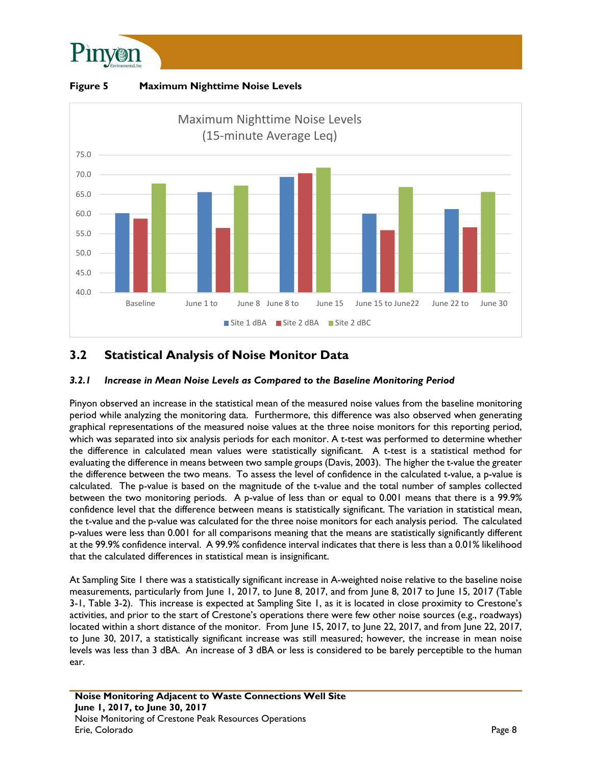**Figure 5 Maximum Nighttime Noise Levels**

Maximum Nighttime Noise Levels
(15-minute Average Leq)

75.0
70.0
65.0
60.0
55.0
50.0
45.0
40.0

Baseline
June 1 to June 8
June 8 to June 15
June 15 to June22
June 22 to June 30

Site 1 dBA
Site 2 dBA
Site 2 dBC

## 3.2 Statistical Analysis of Noise Monitor Data

### *3.2.1 Increase in Mean Noise Levels as Compared to the Baseline Monitoring Period*

Pinyon observed an increase in the statistical mean of the measured noise values from the baseline monitoring period while analyzing the monitoring data. Furthermore, this difference was also observed when generating graphical representations of the measured noise values at the three noise monitors for this reporting period, which was separated into six analysis periods for each monitor. A t-test was performed to determine whether the difference in calculated mean values were statistically significant. A t-test is a statistical method for evaluating the difference in means between two sample groups (Davis, 2003). The higher the t-value the greater the difference between the two means. To assess the level of confidence in the calculated t-value, a p-value is calculated. The p-value is based on the magnitude of the t-value and the total number of samples collected between the two monitoring periods. A p-value of less than or equal to 0.001 means that there is a 99.9% confidence level that the difference between means is statistically significant. The variation in statistical mean, the t-value and the p-value was calculated for the three noise monitors for each analysis period. The calculated p-values were less than 0.001 for all comparisons meaning that the means are statistically significantly different at the 99.9% confidence interval. A 99.9% confidence interval indicates that there is less than a 0.01% likelihood that the calculated differences in statistical mean is insignificant.

At Sampling Site 1 there was a statistically significant increase in A-weighted noise relative to the baseline noise measurements, particularly from June 1, 2017, to June 8, 2017, and from June 8, 2017 to June 15, 2017 (Table 3-1, Table 3-2). This increase is expected at Sampling Site 1, as it is located in close proximity to Crestone's activities, and prior to the start of Crestone's operations there were few other noise sources (e.g., roadways) located within a short distance of the monitor. From June 15, 2017, to June 22, 2017, and from June 22, 2017, to June 30, 2017, a statistically significant increase was still measured; however, the increase in mean noise levels was less than 3 dBA. An increase of 3 dBA or less is considered to be barely perceptible to the human ear.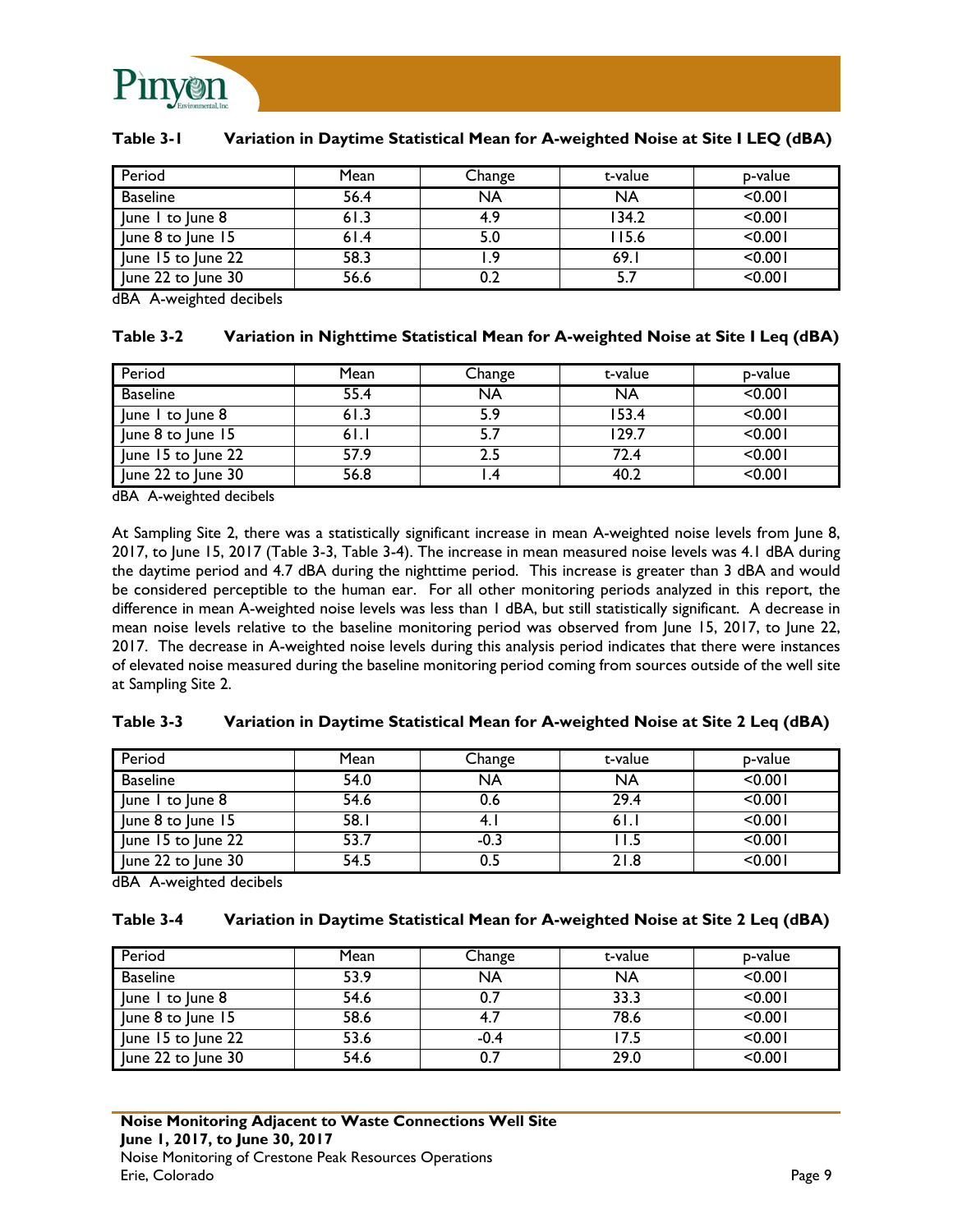**Table 3-1 Variation in Daytime Statistical Mean for A-weighted Noise at Site 1 LEQ (dBA)**

| Period | Mean | Change | t-value | p-value |
|---|---|---|---|---|
| Baseline | 56.4 | NA | NA | <0.001 |
| June 1 to June 8 | 61.3 | 4.9 | 134.2 | <0.001 |
| June 8 to June 15 | 61.4 | 5.0 | 115.6 | <0.001 |
| June 15 to June 22 | 58.3 | 1.9 | 69.1 | <0.001 |
| June 22 to June 30 | 56.6 | 0.2 | 5.7 | <0.001 |

dBA A-weighted decibels

**Table 3-2 Variation in Nighttime Statistical Mean for A-weighted Noise at Site 1 Leq (dBA)**

| Period | Mean | Change | t-value | p-value |
|---|---|---|---|---|
| Baseline | 55.4 | NA | NA | <0.001 |
| June 1 to June 8 | 61.3 | 5.9 | 153.4 | <0.001 |
| June 8 to June 15 | 61.1 | 5.7 | 129.7 | <0.001 |
| June 15 to June 22 | 57.9 | 2.5 | 72.4 | <0.001 |
| June 22 to June 30 | 56.8 | 1.4 | 40.2 | <0.001 |

dBA A-weighted decibels

At Sampling Site 2, there was a statistically significant increase in mean A-weighted noise levels from June 8, 2017, to June 15, 2017 (Table 3-3, Table 3-4). The increase in mean measured noise levels was 4.1 dBA during the daytime period and 4.7 dBA during the nighttime period. This increase is greater than 3 dBA and would be considered perceptible to the human ear. For all other monitoring periods analyzed in this report, the difference in mean A-weighted noise levels was less than 1 dBA, but still statistically significant. A decrease in mean noise levels relative to the baseline monitoring period was observed from June 15, 2017, to June 22, 2017. The decrease in A-weighted noise levels during this analysis period indicates that there were instances of elevated noise measured during the baseline monitoring period coming from sources outside of the well site at Sampling Site 2.

**Table 3-3 Variation in Daytime Statistical Mean for A-weighted Noise at Site 2 Leq (dBA)**

| Period | Mean | Change | t-value | p-value |
|---|---|---|---|---|
| Baseline | 54.0 | NA | NA | <0.001 |
| June 1 to June 8 | 54.6 | 0.6 | 29.4 | <0.001 |
| June 8 to June 15 | 58.1 | 4.1 | 61.1 | <0.001 |
| June 15 to June 22 | 53.7 | -0.3 | 11.5 | <0.001 |
| June 22 to June 30 | 54.5 | 0.5 | 21.8 | <0.001 |

dBA A-weighted decibels

**Table 3-4 Variation in Daytime Statistical Mean for A-weighted Noise at Site 2 Leq (dBA)**

| Period | Mean | Change | t-value | p-value |
|---|---|---|---|---|
| Baseline | 53.9 | NA | NA | <0.001 |
| June 1 to June 8 | 54.6 | 0.7 | 33.3 | <0.001 |
| June 8 to June 15 | 58.6 | 4.7 | 78.6 | <0.001 |
| June 15 to June 22 | 53.6 | -0.4 | 17.5 | <0.001 |
| June 22 to June 30 | 54.6 | 0.7 | 29.0 | <0.001 |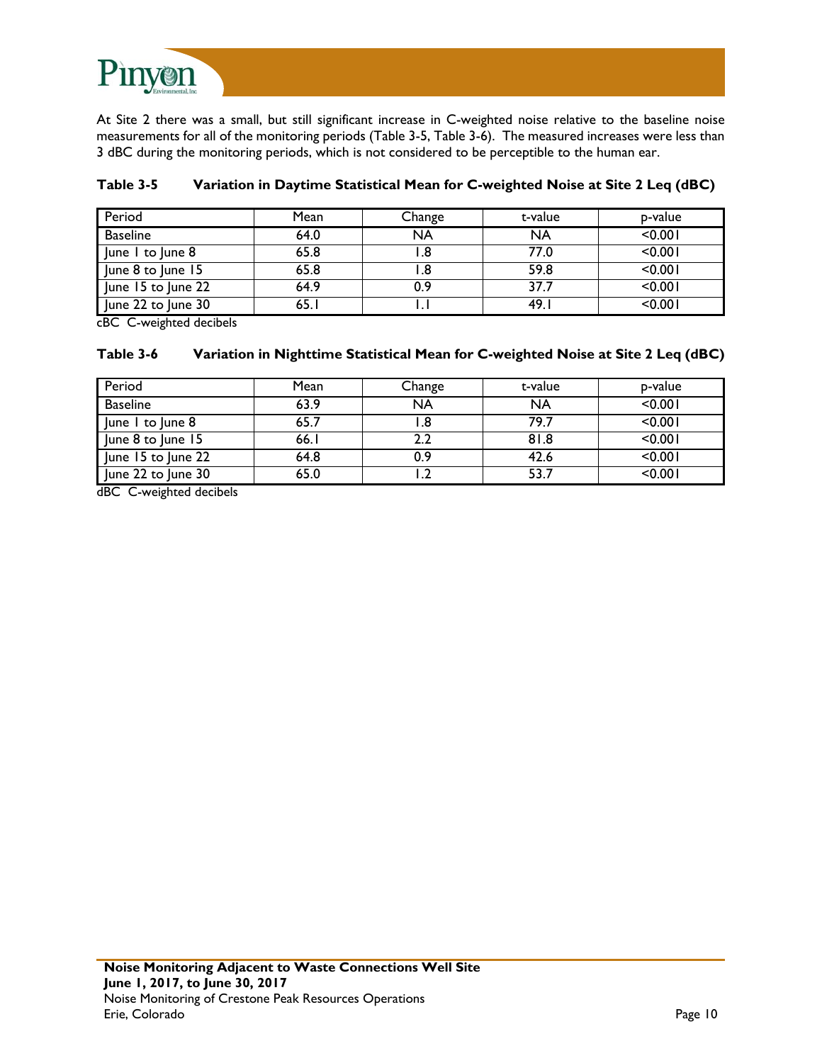At Site 2 there was a small, but still significant increase in C-weighted noise relative to the baseline noise measurements for all of the monitoring periods (Table 3-5, Table 3-6). The measured increases were less than 3 dBC during the monitoring periods, which is not considered to be perceptible to the human ear.

**Table 3-5 Variation in Daytime Statistical Mean for C-weighted Noise at Site 2 Leq (dBC)**

| Period | Mean | Change | t-value | p-value |
|---|---|---|---|---|
| Baseline | 64.0 | NA | NA | <0.001 |
| June 1 to June 8 | 65.8 | 1.8 | 77.0 | <0.001 |
| June 8 to June 15 | 65.8 | 1.8 | 59.8 | <0.001 |
| June 15 to June 22 | 64.9 | 0.9 | 37.7 | <0.001 |
| June 22 to June 30 | 65.1 | 1.1 | 49.1 | <0.001 |

cBC C-weighted decibels

**Table 3-6 Variation in Nighttime Statistical Mean for C-weighted Noise at Site 2 Leq (dBC)**

| Period | Mean | Change | t-value | p-value |
|---|---|---|---|---|
| Baseline | 63.9 | NA | NA | <0.001 |
| June 1 to June 8 | 65.7 | 1.8 | 79.7 | <0.001 |
| June 8 to June 15 | 66.1 | 2.2 | 81.8 | <0.001 |
| June 15 to June 22 | 64.8 | 0.9 | 42.6 | <0.001 |
| June 22 to June 30 | 65.0 | 1.2 | 53.7 | <0.001 |

dBC C-weighted decibels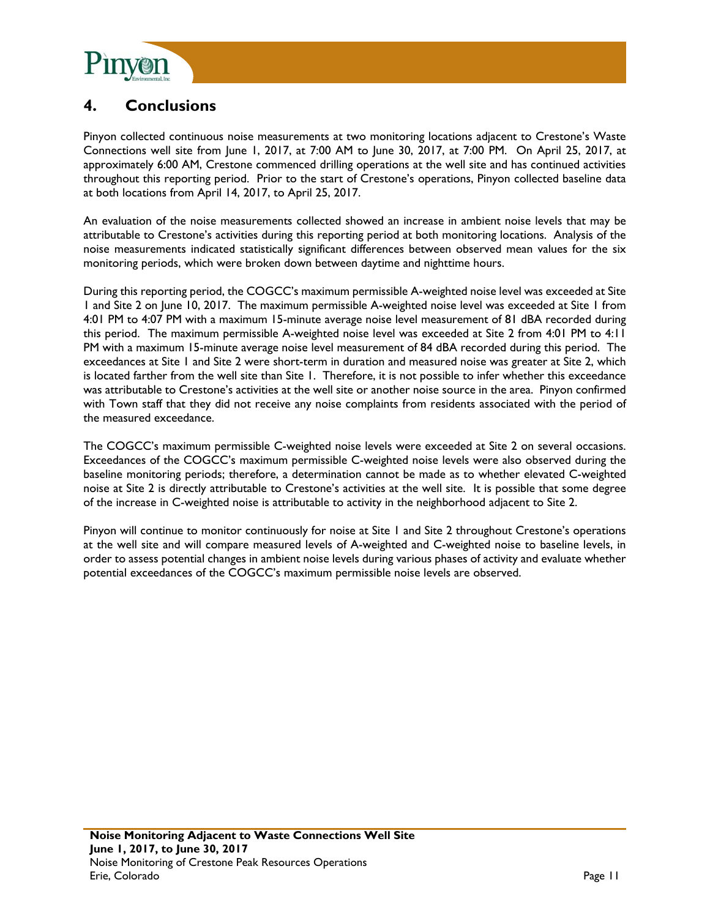## 4. Conclusions

Pinyon collected continuous noise measurements at two monitoring locations adjacent to Crestone's Waste Connections well site from June 1, 2017, at 7:00 AM to June 30, 2017, at 7:00 PM. On April 25, 2017, at approximately 6:00 AM, Crestone commenced drilling operations at the well site and has continued activities throughout this reporting period. Prior to the start of Crestone's operations, Pinyon collected baseline data at both locations from April 14, 2017, to April 25, 2017.

An evaluation of the noise measurements collected showed an increase in ambient noise levels that may be attributable to Crestone's activities during this reporting period at both monitoring locations. Analysis of the noise measurements indicated statistically significant differences between observed mean values for the six monitoring periods, which were broken down between daytime and nighttime hours.

During this reporting period, the COGCC's maximum permissible A-weighted noise level was exceeded at Site 1 and Site 2 on June 10, 2017. The maximum permissible A-weighted noise level was exceeded at Site 1 from 4:01 PM to 4:07 PM with a maximum 15-minute average noise level measurement of 81 dBA recorded during this period. The maximum permissible A-weighted noise level was exceeded at Site 2 from 4:01 PM to 4:11 PM with a maximum 15-minute average noise level measurement of 84 dBA recorded during this period. The exceedances at Site 1 and Site 2 were short-term in duration and measured noise was greater at Site 2, which is located farther from the well site than Site 1. Therefore, it is not possible to infer whether this exceedance was attributable to Crestone's activities at the well site or another noise source in the area. Pinyon confirmed with Town staff that they did not receive any noise complaints from residents associated with the period of the measured exceedance.

The COGCC's maximum permissible C-weighted noise levels were exceeded at Site 2 on several occasions. Exceedances of the COGCC's maximum permissible C-weighted noise levels were also observed during the baseline monitoring periods; therefore, a determination cannot be made as to whether elevated C-weighted noise at Site 2 is directly attributable to Crestone's activities at the well site. It is possible that some degree of the increase in C-weighted noise is attributable to activity in the neighborhood adjacent to Site 2.

Pinyon will continue to monitor continuously for noise at Site 1 and Site 2 throughout Crestone's operations at the well site and will compare measured levels of A-weighted and C-weighted noise to baseline levels, in order to assess potential changes in ambient noise levels during various phases of activity and evaluate whether potential exceedances of the COGCC's maximum permissible noise levels are observed.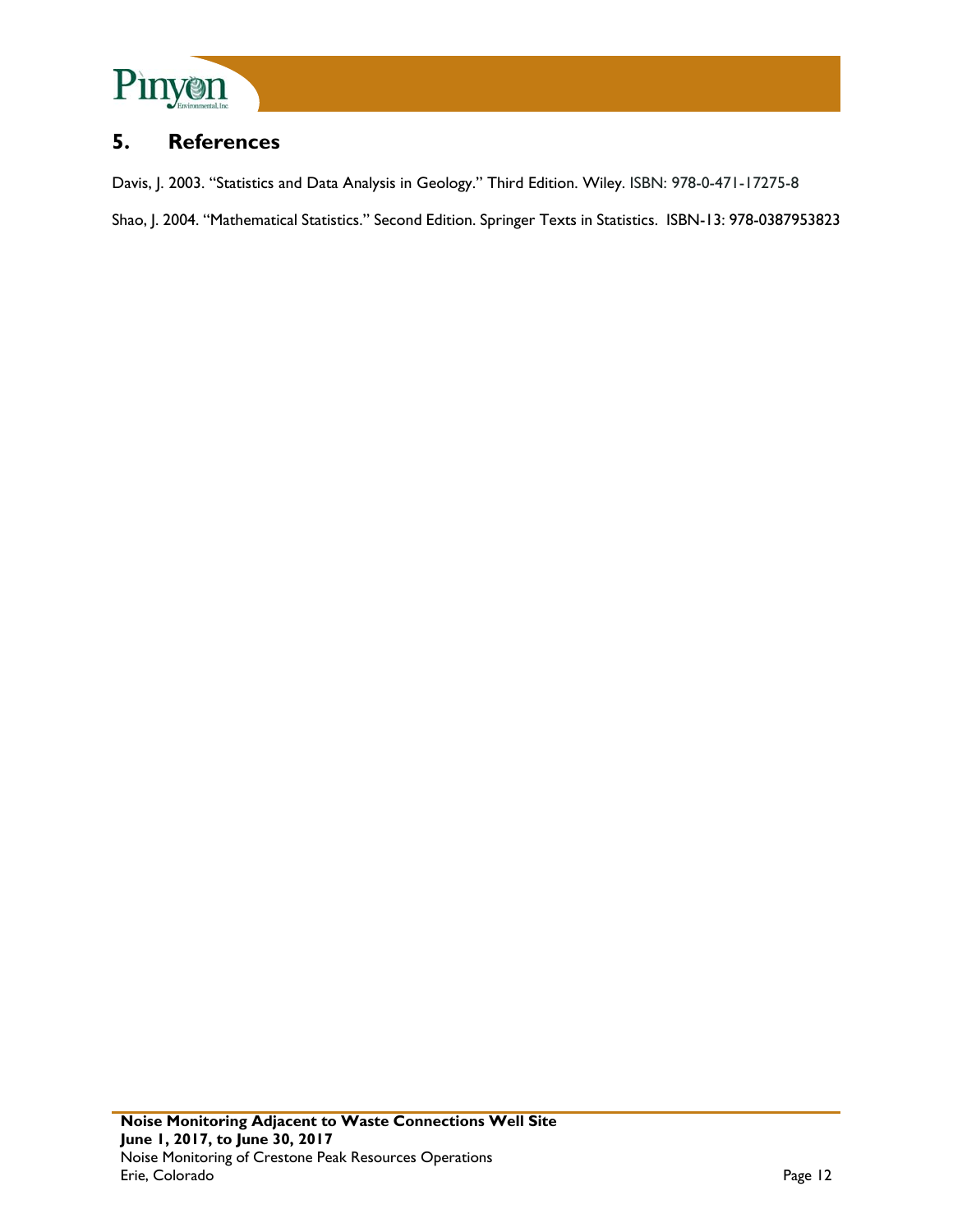## 5. References

Davis, J. 2003. “Statistics and Data Analysis in Geology.” Third Edition. Wiley. ISBN: 978-0-471-17275-8

Shao, J. 2004. “Mathematical Statistics.” Second Edition. Springer Texts in Statistics. ISBN-13: 978-0387953823